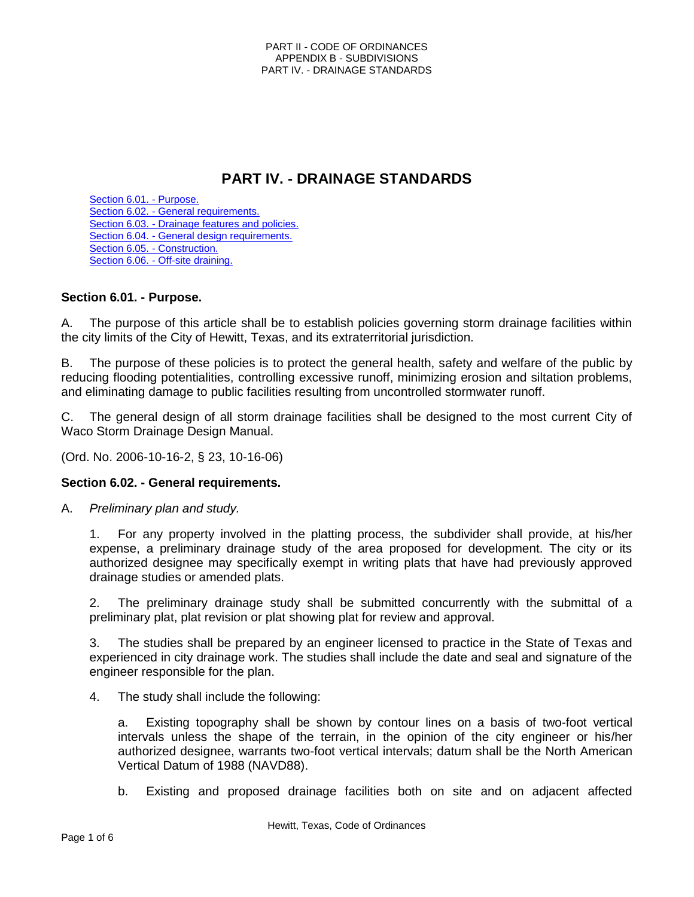# PART IV. - DRAINAGE STANDARDS

Section 6.01. - Purpose.
Section 6.02. - General requirements.
Section 6.03. - Drainage features and policies.
Section 6.04. - General design requirements.
Section 6.05. - Construction.
Section 6.06. - Off-site draining.

## Section 6.01. - Purpose.

A. The purpose of this article shall be to establish policies governing storm drainage facilities within the city limits of the City of Hewitt, Texas, and its extraterritorial jurisdiction.

B. The purpose of these policies is to protect the general health, safety and welfare of the public by reducing flooding potentialities, controlling excessive runoff, minimizing erosion and siltation problems, and eliminating damage to public facilities resulting from uncontrolled stormwater runoff.

C. The general design of all storm drainage facilities shall be designed to the most current City of Waco Storm Drainage Design Manual.

(Ord. No. 2006-10-16-2, § 23, 10-16-06)

## Section 6.02. - General requirements.

A. *Preliminary plan and study.*

1. For any property involved in the platting process, the subdivider shall provide, at his/her expense, a preliminary drainage study of the area proposed for development. The city or its authorized designee may specifically exempt in writing plats that have had previously approved drainage studies or amended plats.

2. The preliminary drainage study shall be submitted concurrently with the submittal of a preliminary plat, plat revision or plat showing plat for review and approval.

3. The studies shall be prepared by an engineer licensed to practice in the State of Texas and experienced in city drainage work. The studies shall include the date and seal and signature of the engineer responsible for the plan.

4. The study shall include the following:

a. Existing topography shall be shown by contour lines on a basis of two-foot vertical intervals unless the shape of the terrain, in the opinion of the city engineer or his/her authorized designee, warrants two-foot vertical intervals; datum shall be the North American Vertical Datum of 1988 (NAVD88).

b. Existing and proposed drainage facilities both on site and on adjacent affected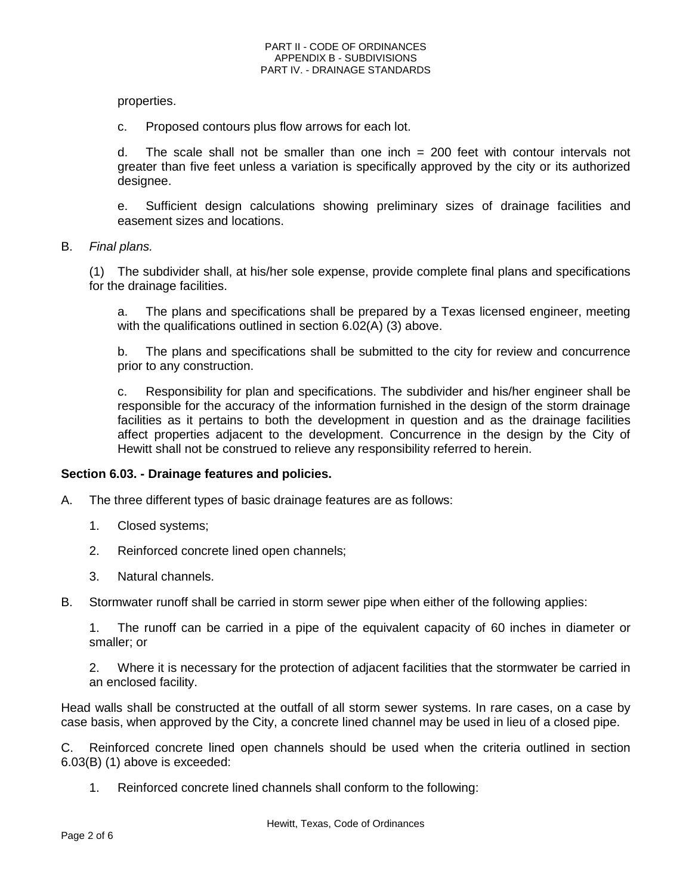properties.

c. Proposed contours plus flow arrows for each lot.

d. The scale shall not be smaller than one inch = 200 feet with contour intervals not greater than five feet unless a variation is specifically approved by the city or its authorized designee.

e. Sufficient design calculations showing preliminary sizes of drainage facilities and easement sizes and locations.

B. *Final plans.*

(1) The subdivider shall, at his/her sole expense, provide complete final plans and specifications for the drainage facilities.

a. The plans and specifications shall be prepared by a Texas licensed engineer, meeting with the qualifications outlined in section 6.02(A) (3) above.

b. The plans and specifications shall be submitted to the city for review and concurrence prior to any construction.

c. Responsibility for plan and specifications. The subdivider and his/her engineer shall be responsible for the accuracy of the information furnished in the design of the storm drainage facilities as it pertains to both the development in question and as the drainage facilities affect properties adjacent to the development. Concurrence in the design by the City of Hewitt shall not be construed to relieve any responsibility referred to herein.

**Section 6.03. - Drainage features and policies.**

A. The three different types of basic drainage features are as follows:

1. Closed systems;

2. Reinforced concrete lined open channels;

3. Natural channels.

B. Stormwater runoff shall be carried in storm sewer pipe when either of the following applies:

1. The runoff can be carried in a pipe of the equivalent capacity of 60 inches in diameter or smaller; or

2. Where it is necessary for the protection of adjacent facilities that the stormwater be carried in an enclosed facility.

Head walls shall be constructed at the outfall of all storm sewer systems. In rare cases, on a case by case basis, when approved by the City, a concrete lined channel may be used in lieu of a closed pipe.

C. Reinforced concrete lined open channels should be used when the criteria outlined in section 6.03(B) (1) above is exceeded:

1. Reinforced concrete lined channels shall conform to the following: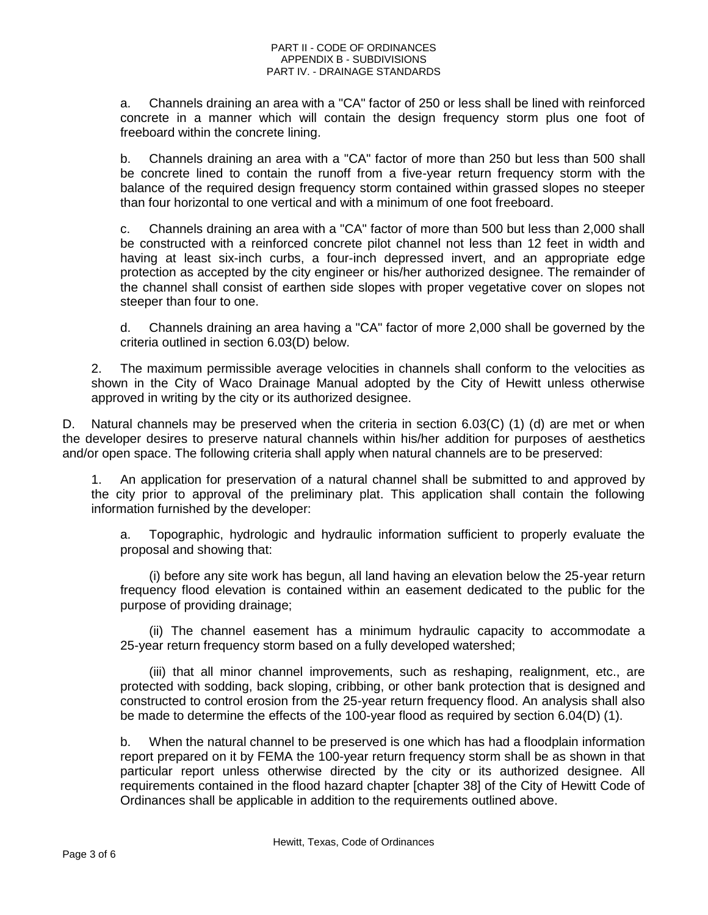a. Channels draining an area with a "CA" factor of 250 or less shall be lined with reinforced concrete in a manner which will contain the design frequency storm plus one foot of freeboard within the concrete lining.

b. Channels draining an area with a "CA" factor of more than 250 but less than 500 shall be concrete lined to contain the runoff from a five-year return frequency storm with the balance of the required design frequency storm contained within grassed slopes no steeper than four horizontal to one vertical and with a minimum of one foot freeboard.

c. Channels draining an area with a "CA" factor of more than 500 but less than 2,000 shall be constructed with a reinforced concrete pilot channel not less than 12 feet in width and having at least six-inch curbs, a four-inch depressed invert, and an appropriate edge protection as accepted by the city engineer or his/her authorized designee. The remainder of the channel shall consist of earthen side slopes with proper vegetative cover on slopes not steeper than four to one.

d. Channels draining an area having a "CA" factor of more 2,000 shall be governed by the criteria outlined in section 6.03(D) below.

2. The maximum permissible average velocities in channels shall conform to the velocities as shown in the City of Waco Drainage Manual adopted by the City of Hewitt unless otherwise approved in writing by the city or its authorized designee.

D. Natural channels may be preserved when the criteria in section 6.03(C) (1) (d) are met or when the developer desires to preserve natural channels within his/her addition for purposes of aesthetics and/or open space. The following criteria shall apply when natural channels are to be preserved:

1. An application for preservation of a natural channel shall be submitted to and approved by the city prior to approval of the preliminary plat. This application shall contain the following information furnished by the developer:

a. Topographic, hydrologic and hydraulic information sufficient to properly evaluate the proposal and showing that:

(i) before any site work has begun, all land having an elevation below the 25-year return frequency flood elevation is contained within an easement dedicated to the public for the purpose of providing drainage;

(ii) The channel easement has a minimum hydraulic capacity to accommodate a 25-year return frequency storm based on a fully developed watershed;

(iii) that all minor channel improvements, such as reshaping, realignment, etc., are protected with sodding, back sloping, cribbing, or other bank protection that is designed and constructed to control erosion from the 25-year return frequency flood. An analysis shall also be made to determine the effects of the 100-year flood as required by section 6.04(D) (1).

b. When the natural channel to be preserved is one which has had a floodplain information report prepared on it by FEMA the 100-year return frequency storm shall be as shown in that particular report unless otherwise directed by the city or its authorized designee. All requirements contained in the flood hazard chapter [chapter 38] of the City of Hewitt Code of Ordinances shall be applicable in addition to the requirements outlined above.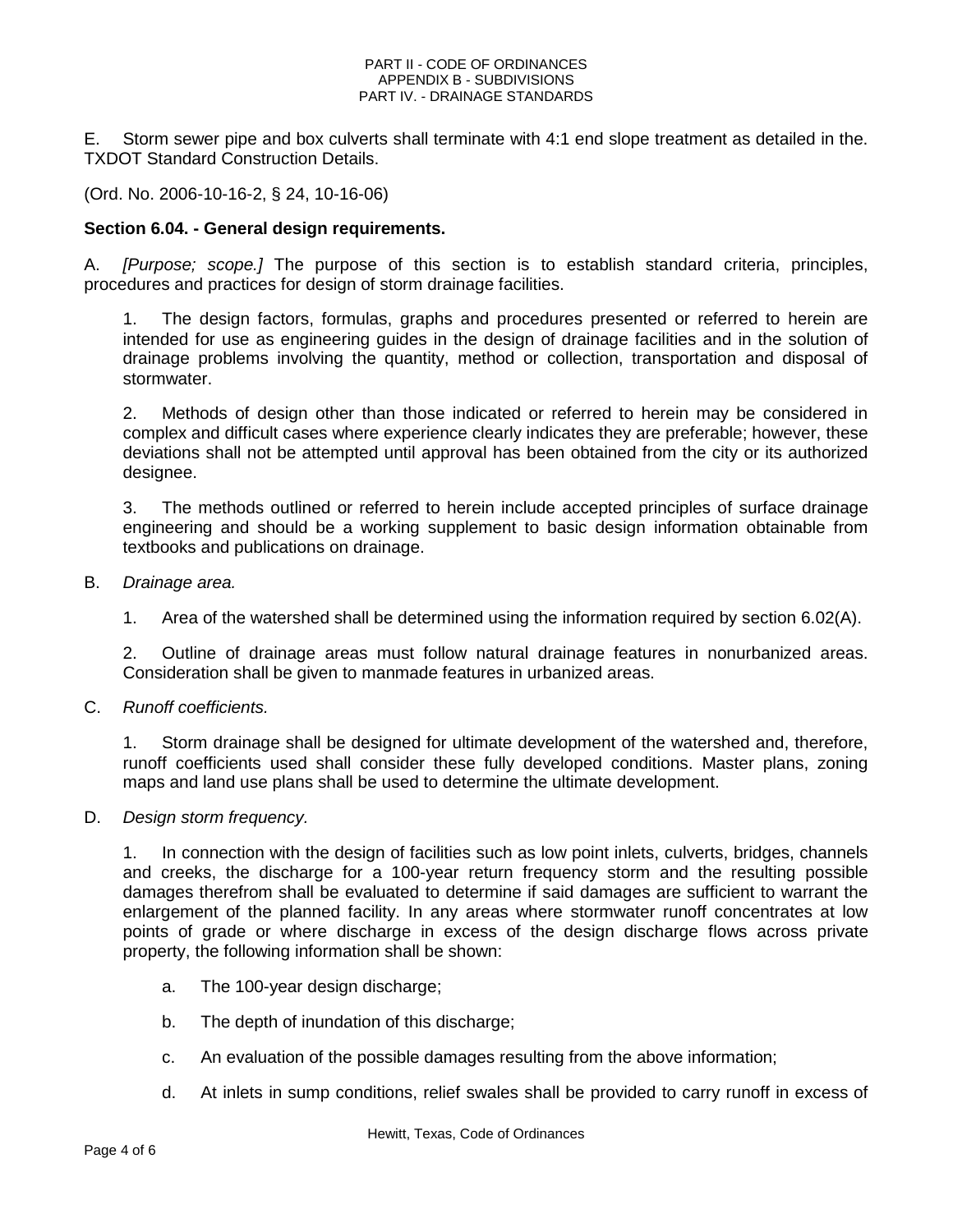E. Storm sewer pipe and box culverts shall terminate with 4:1 end slope treatment as detailed in the. TXDOT Standard Construction Details.

(Ord. No. 2006-10-16-2, § 24, 10-16-06)

**Section 6.04. - General design requirements.**

A. *[Purpose; scope.]* The purpose of this section is to establish standard criteria, principles, procedures and practices for design of storm drainage facilities.

1. The design factors, formulas, graphs and procedures presented or referred to herein are intended for use as engineering guides in the design of drainage facilities and in the solution of drainage problems involving the quantity, method or collection, transportation and disposal of stormwater.

2. Methods of design other than those indicated or referred to herein may be considered in complex and difficult cases where experience clearly indicates they are preferable; however, these deviations shall not be attempted until approval has been obtained from the city or its authorized designee.

3. The methods outlined or referred to herein include accepted principles of surface drainage engineering and should be a working supplement to basic design information obtainable from textbooks and publications on drainage.

B. *Drainage area.*

1. Area of the watershed shall be determined using the information required by section 6.02(A).

2. Outline of drainage areas must follow natural drainage features in nonurbanized areas. Consideration shall be given to manmade features in urbanized areas.

C. *Runoff coefficients.*

1. Storm drainage shall be designed for ultimate development of the watershed and, therefore, runoff coefficients used shall consider these fully developed conditions. Master plans, zoning maps and land use plans shall be used to determine the ultimate development.

D. *Design storm frequency.*

1. In connection with the design of facilities such as low point inlets, culverts, bridges, channels and creeks, the discharge for a 100-year return frequency storm and the resulting possible damages therefrom shall be evaluated to determine if said damages are sufficient to warrant the enlargement of the planned facility. In any areas where stormwater runoff concentrates at low points of grade or where discharge in excess of the design discharge flows across private property, the following information shall be shown:

a. The 100-year design discharge;

b. The depth of inundation of this discharge;

c. An evaluation of the possible damages resulting from the above information;

d. At inlets in sump conditions, relief swales shall be provided to carry runoff in excess of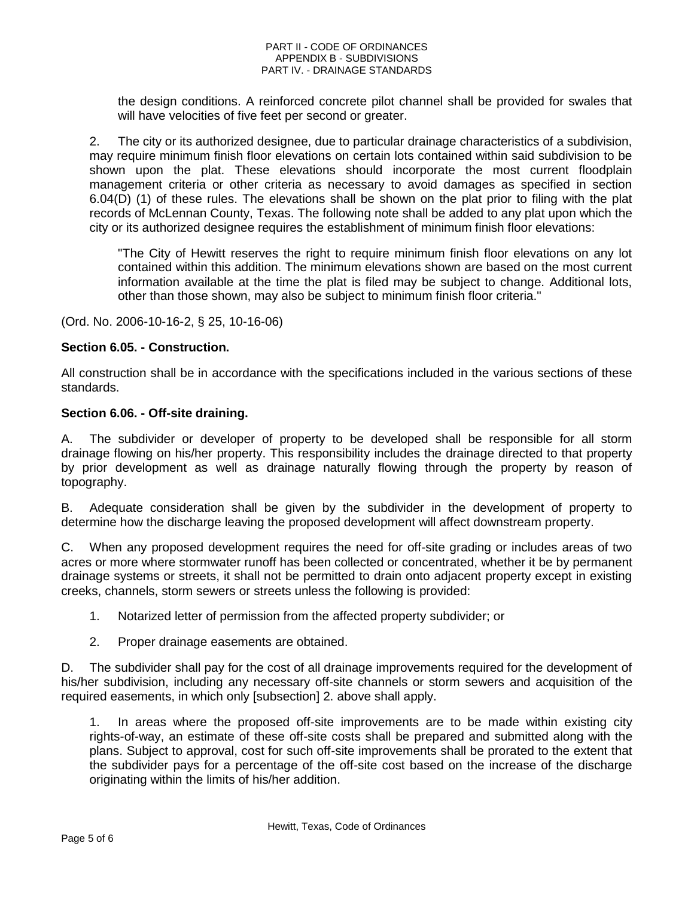the design conditions. A reinforced concrete pilot channel shall be provided for swales that will have velocities of five feet per second or greater.

2. The city or its authorized designee, due to particular drainage characteristics of a subdivision, may require minimum finish floor elevations on certain lots contained within said subdivision to be shown upon the plat. These elevations should incorporate the most current floodplain management criteria or other criteria as necessary to avoid damages as specified in section 6.04(D) (1) of these rules. The elevations shall be shown on the plat prior to filing with the plat records of McLennan County, Texas. The following note shall be added to any plat upon which the city or its authorized designee requires the establishment of minimum finish floor elevations:

> "The City of Hewitt reserves the right to require minimum finish floor elevations on any lot contained within this addition. The minimum elevations shown are based on the most current information available at the time the plat is filed may be subject to change. Additional lots, other than those shown, may also be subject to minimum finish floor criteria."

(Ord. No. 2006-10-16-2, § 25, 10-16-06)

**Section 6.05. - Construction.**

All construction shall be in accordance with the specifications included in the various sections of these standards.

**Section 6.06. - Off-site draining.**

A. The subdivider or developer of property to be developed shall be responsible for all storm drainage flowing on his/her property. This responsibility includes the drainage directed to that property by prior development as well as drainage naturally flowing through the property by reason of topography.

B. Adequate consideration shall be given by the subdivider in the development of property to determine how the discharge leaving the proposed development will affect downstream property.

C. When any proposed development requires the need for off-site grading or includes areas of two acres or more where stormwater runoff has been collected or concentrated, whether it be by permanent drainage systems or streets, it shall not be permitted to drain onto adjacent property except in existing creeks, channels, storm sewers or streets unless the following is provided:

1. Notarized letter of permission from the affected property subdivider; or

2. Proper drainage easements are obtained.

D. The subdivider shall pay for the cost of all drainage improvements required for the development of his/her subdivision, including any necessary off-site channels or storm sewers and acquisition of the required easements, in which only [subsection] 2. above shall apply.

1. In areas where the proposed off-site improvements are to be made within existing city rights-of-way, an estimate of these off-site costs shall be prepared and submitted along with the plans. Subject to approval, cost for such off-site improvements shall be prorated to the extent that the subdivider pays for a percentage of the off-site cost based on the increase of the discharge originating within the limits of his/her addition.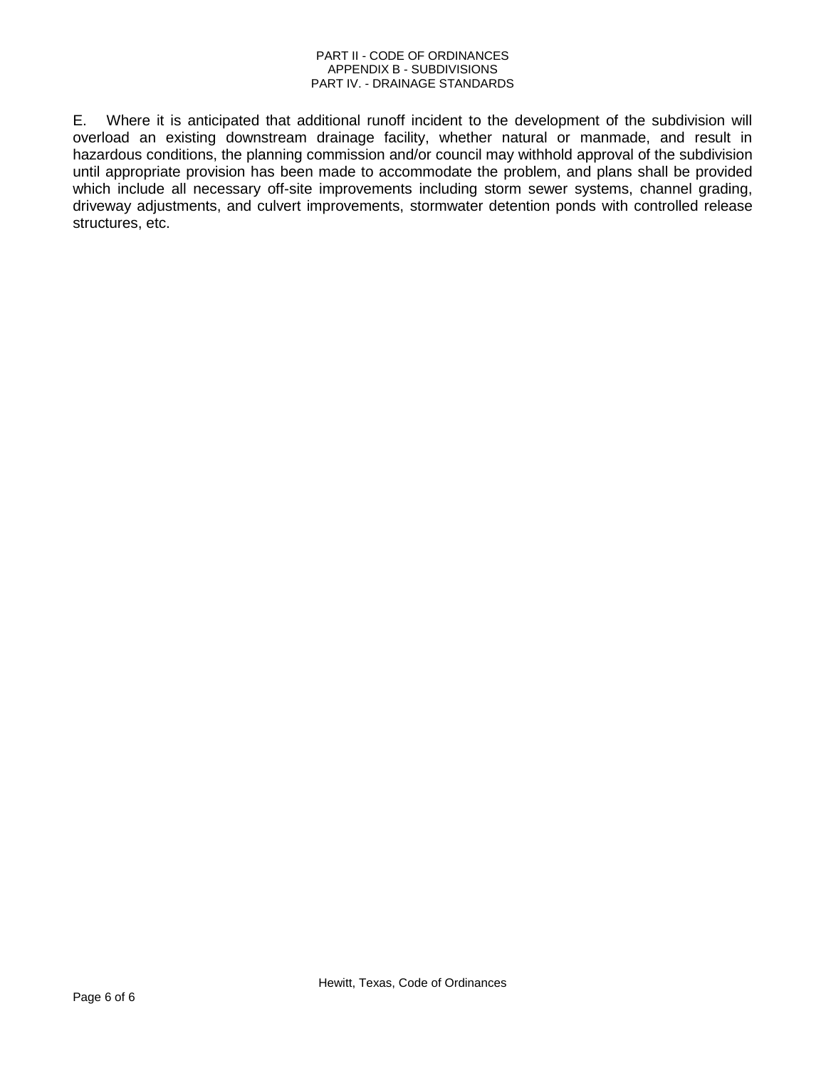E. Where it is anticipated that additional runoff incident to the development of the subdivision will overload an existing downstream drainage facility, whether natural or manmade, and result in hazardous conditions, the planning commission and/or council may withhold approval of the subdivision until appropriate provision has been made to accommodate the problem, and plans shall be provided which include all necessary off-site improvements including storm sewer systems, channel grading, driveway adjustments, and culvert improvements, stormwater detention ponds with controlled release structures, etc.